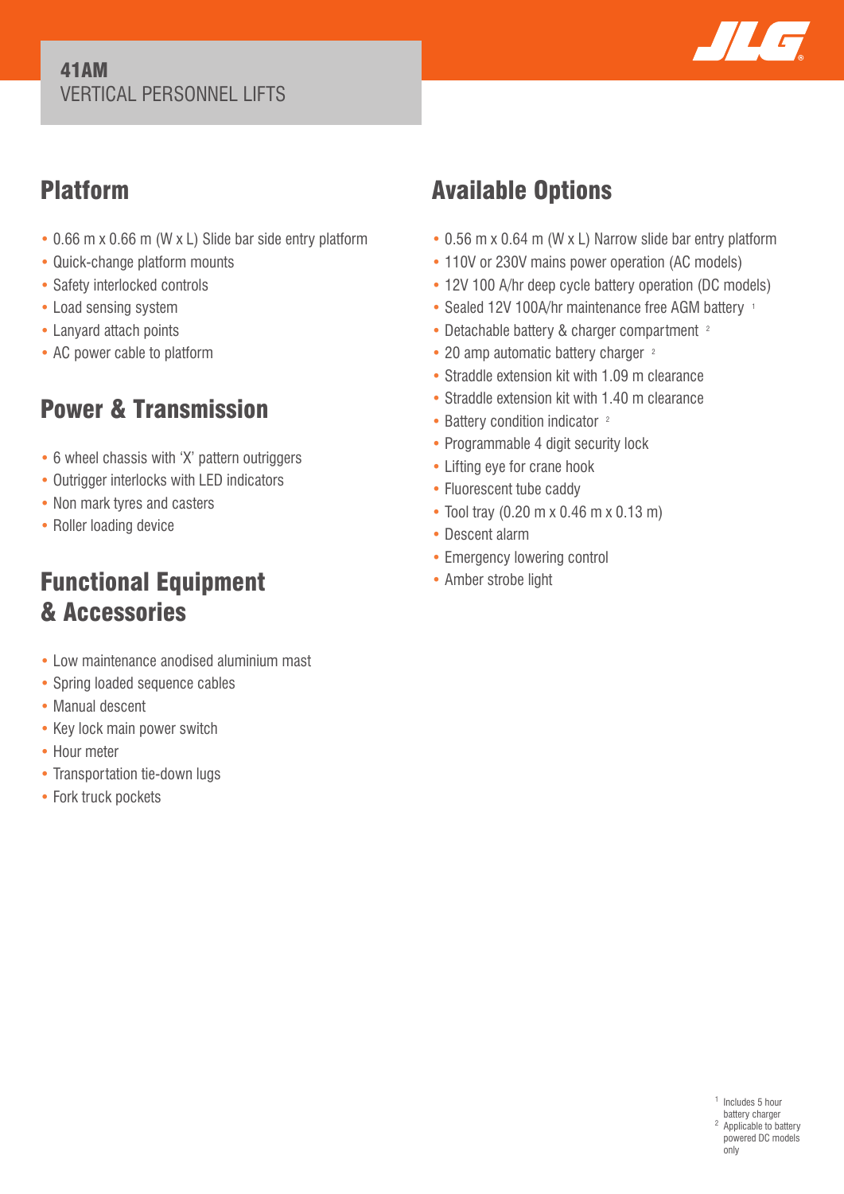# 41AM
VERTICAL PERSONNEL LIFTS

## Platform

- 0.66 m x 0.66 m (W x L) Slide bar side entry platform
- Quick-change platform mounts
- Safety interlocked controls
- Load sensing system
- Lanyard attach points
- AC power cable to platform

## Power & Transmission

- 6 wheel chassis with 'X' pattern outriggers
- Outrigger interlocks with LED indicators
- Non mark tyres and casters
- Roller loading device

## Functional Equipment & Accessories

- Low maintenance anodised aluminium mast
- Spring loaded sequence cables
- Manual descent
- Key lock main power switch
- Hour meter
- Transportation tie-down lugs
- Fork truck pockets

## Available Options

- 0.56 m x 0.64 m (W x L) Narrow slide bar entry platform
- 110V or 230V mains power operation (AC models)
- 12V 100 A/hr deep cycle battery operation (DC models)
- Sealed 12V 100A/hr maintenance free AGM battery [1]
- Detachable battery & charger compartment [2]
- 20 amp automatic battery charger [2]
- Straddle extension kit with 1.09 m clearance
- Straddle extension kit with 1.40 m clearance
- Battery condition indicator [2]
- Programmable 4 digit security lock
- Lifting eye for crane hook
- Fluorescent tube caddy
- Tool tray (0.20 m x 0.46 m x 0.13 m)
- Descent alarm
- Emergency lowering control
- Amber strobe light

[1] Includes 5 hour battery charger
[2] Applicable to battery powered DC models only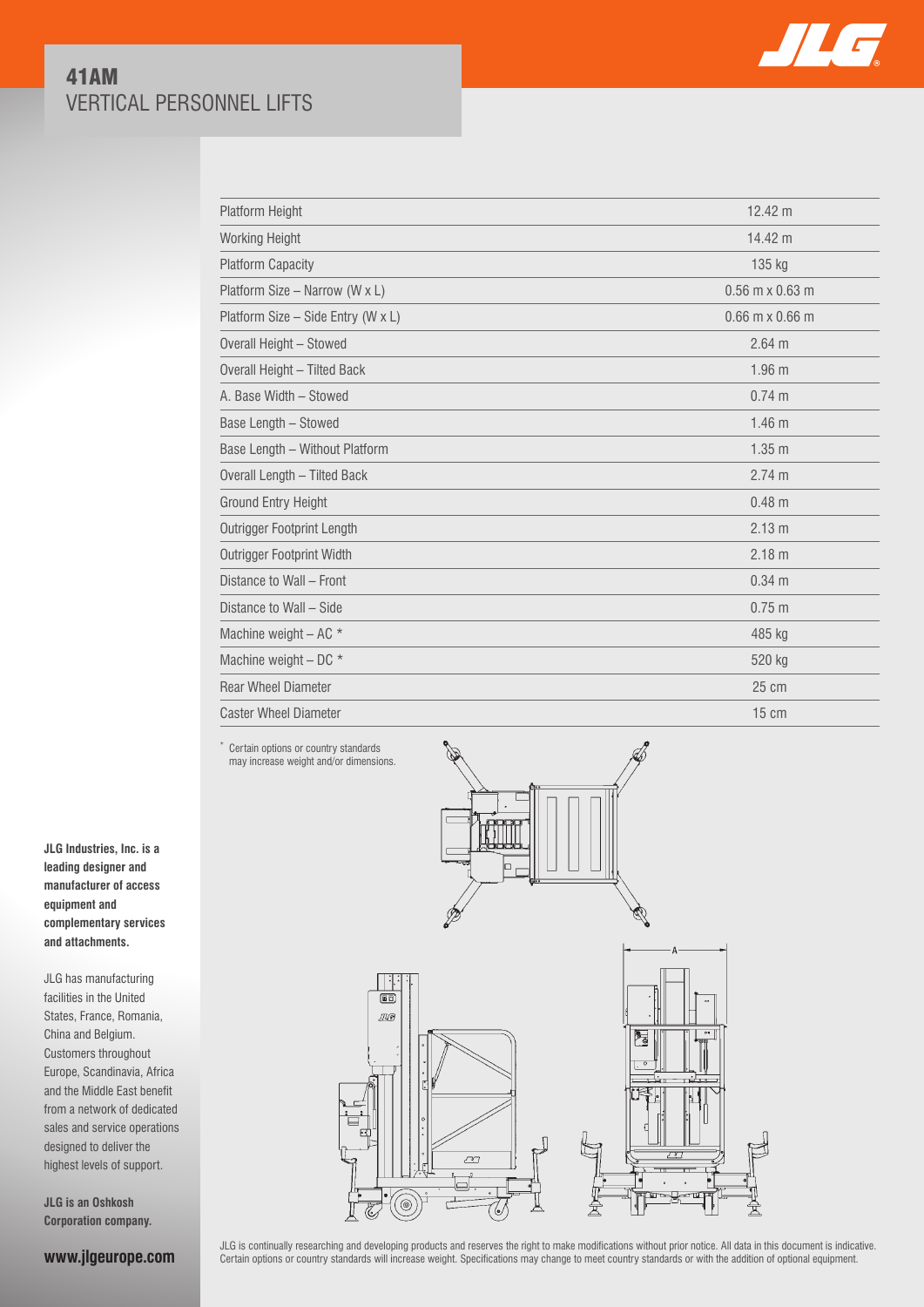# 41AM

## VERTICAL PERSONNEL LIFTS

| | |
|---|---|
| Platform Height | 12.42 m |
| Working Height | 14.42 m |
| Platform Capacity | 135 kg |
| Platform Size – Narrow (W x L) | 0.56 m x 0.63 m |
| Platform Size – Side Entry (W x L) | 0.66 m x 0.66 m |
| Overall Height – Stowed | 2.64 m |
| Overall Height – Tilted Back | 1.96 m |
| A. Base Width – Stowed | 0.74 m |
| Base Length – Stowed | 1.46 m |
| Base Length – Without Platform | 1.35 m |
| Overall Length – Tilted Back | 2.74 m |
| Ground Entry Height | 0.48 m |
| Outrigger Footprint Length | 2.13 m |
| Outrigger Footprint Width | 2.18 m |
| Distance to Wall – Front | 0.34 m |
| Distance to Wall – Side | 0.75 m |
| Machine weight – AC * | 485 kg |
| Machine weight – DC * | 520 kg |
| Rear Wheel Diameter | 25 cm |
| Caster Wheel Diameter | 15 cm |

* Certain options or country standards may increase weight and/or dimensions.

A

**JLG Industries, Inc. is a leading designer and manufacturer of access equipment and complementary services and attachments.**

JLG has manufacturing facilities in the United States, France, Romania, China and Belgium. Customers throughout Europe, Scandinavia, Africa and the Middle East benefit from a network of dedicated sales and service operations designed to deliver the highest levels of support.

**JLG is an Oshkosh Corporation company.**

**www.jlgeurope.com**

JLG is continually researching and developing products and reserves the right to make modifications without prior notice. All data in this document is indicative. Certain options or country standards will increase weight. Specifications may change to meet country standards or with the addition of optional equipment.